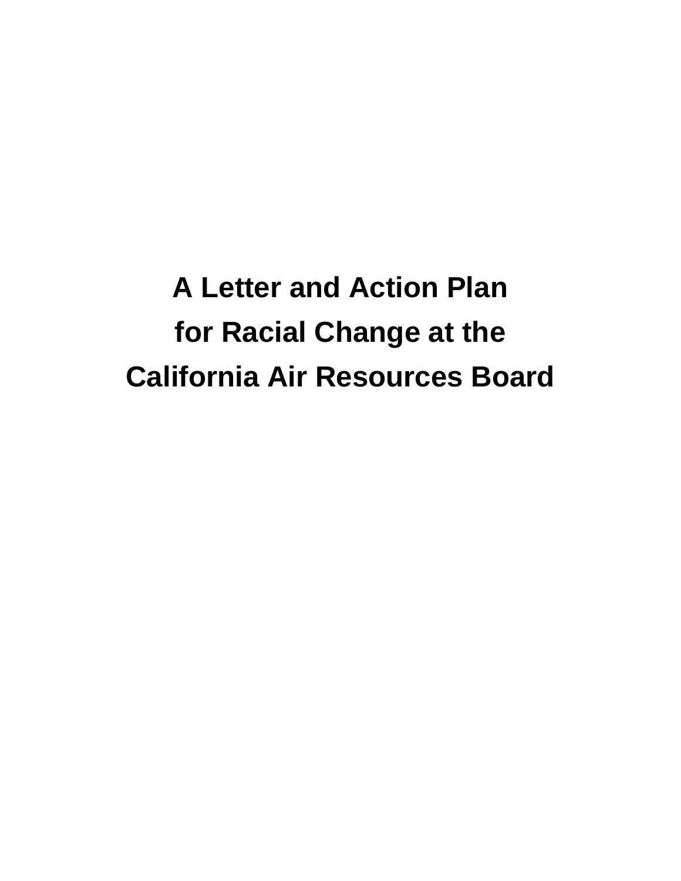# A Letter and Action Plan for Racial Change at the California Air Resources Board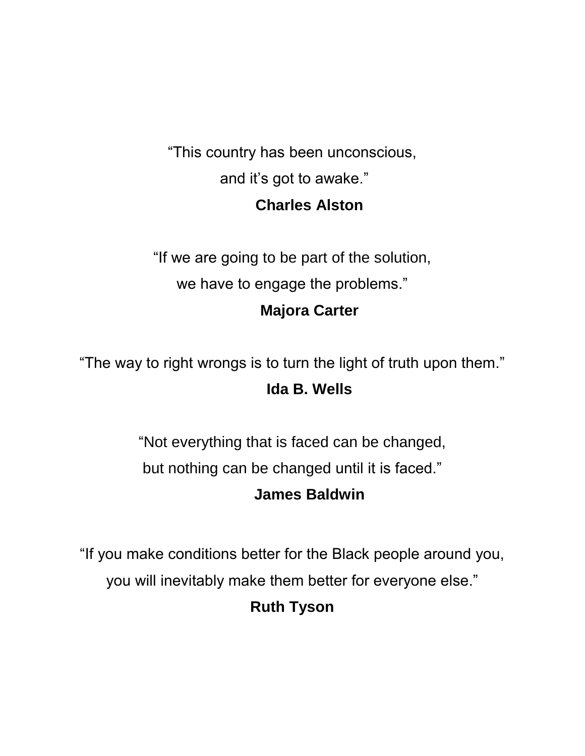"This country has been unconscious,  
and it's got to awake."  
**Charles Alston**

"If we are going to be part of the solution,  
we have to engage the problems."  
**Majora Carter**

"The way to right wrongs is to turn the light of truth upon them."  
**Ida B. Wells**

"Not everything that is faced can be changed,  
but nothing can be changed until it is faced."  
**James Baldwin**

"If you make conditions better for the Black people around you,  
you will inevitably make them better for everyone else."  
**Ruth Tyson**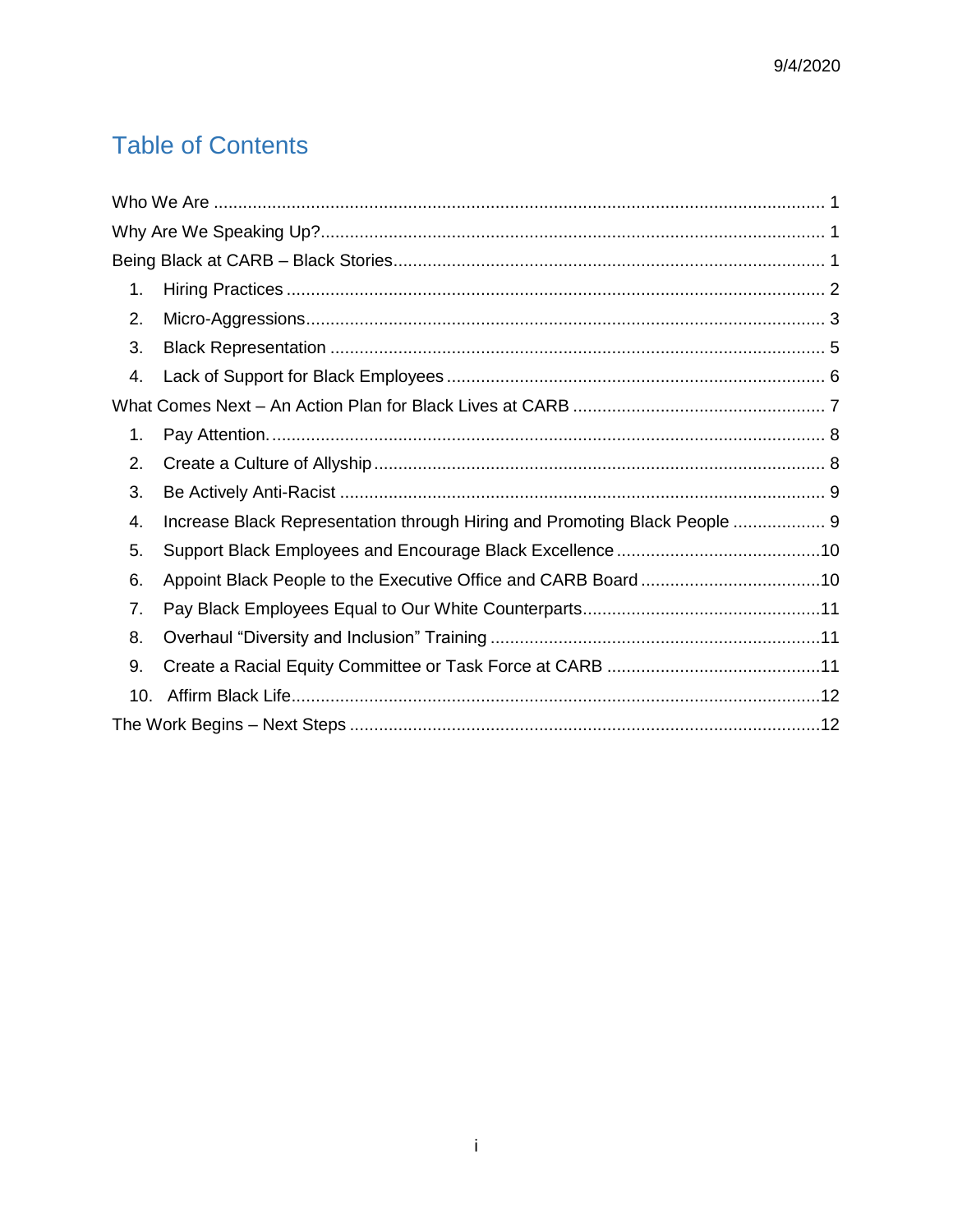## Table of Contents

Who We Are ... 1

Why Are We Speaking Up? ... 1

Being Black at CARB – Black Stories ... 1

1. Hiring Practices ... 2
2. Micro-Aggressions ... 3
3. Black Representation ... 5
4. Lack of Support for Black Employees ... 6

What Comes Next – An Action Plan for Black Lives at CARB ... 7

1. Pay Attention. ... 8
2. Create a Culture of Allyship ... 8
3. Be Actively Anti-Racist ... 9
4. Increase Black Representation through Hiring and Promoting Black People ... 9
5. Support Black Employees and Encourage Black Excellence ... 10
6. Appoint Black People to the Executive Office and CARB Board ... 10
7. Pay Black Employees Equal to Our White Counterparts ... 11
8. Overhaul "Diversity and Inclusion" Training ... 11
9. Create a Racial Equity Committee or Task Force at CARB ... 11
10. Affirm Black Life ... 12

The Work Begins – Next Steps ... 12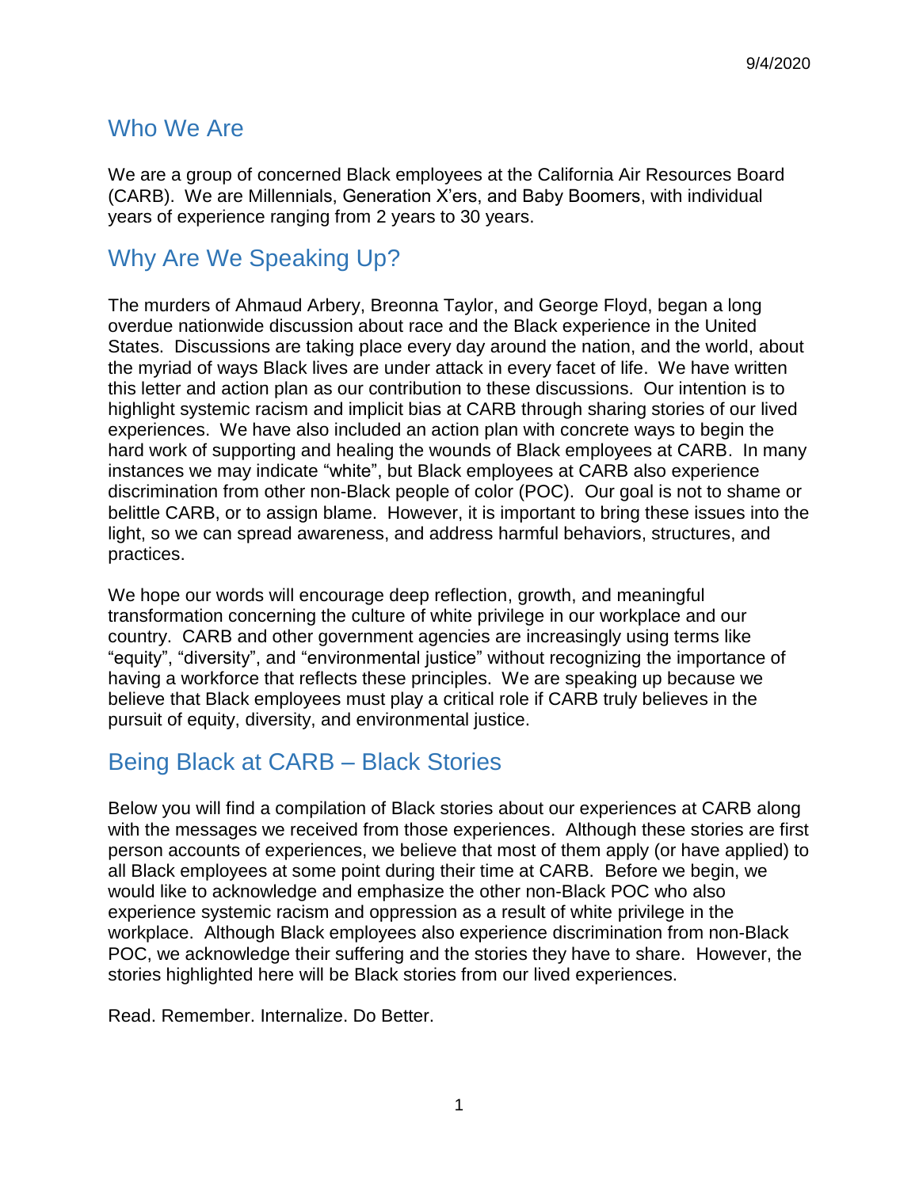## Who We Are

We are a group of concerned Black employees at the California Air Resources Board (CARB). We are Millennials, Generation X'ers, and Baby Boomers, with individual years of experience ranging from 2 years to 30 years.

## Why Are We Speaking Up?

The murders of Ahmaud Arbery, Breonna Taylor, and George Floyd, began a long overdue nationwide discussion about race and the Black experience in the United States. Discussions are taking place every day around the nation, and the world, about the myriad of ways Black lives are under attack in every facet of life. We have written this letter and action plan as our contribution to these discussions. Our intention is to highlight systemic racism and implicit bias at CARB through sharing stories of our lived experiences. We have also included an action plan with concrete ways to begin the hard work of supporting and healing the wounds of Black employees at CARB. In many instances we may indicate "white", but Black employees at CARB also experience discrimination from other non-Black people of color (POC). Our goal is not to shame or belittle CARB, or to assign blame. However, it is important to bring these issues into the light, so we can spread awareness, and address harmful behaviors, structures, and practices.

We hope our words will encourage deep reflection, growth, and meaningful transformation concerning the culture of white privilege in our workplace and our country. CARB and other government agencies are increasingly using terms like "equity", "diversity", and "environmental justice" without recognizing the importance of having a workforce that reflects these principles. We are speaking up because we believe that Black employees must play a critical role if CARB truly believes in the pursuit of equity, diversity, and environmental justice.

## Being Black at CARB – Black Stories

Below you will find a compilation of Black stories about our experiences at CARB along with the messages we received from those experiences. Although these stories are first person accounts of experiences, we believe that most of them apply (or have applied) to all Black employees at some point during their time at CARB. Before we begin, we would like to acknowledge and emphasize the other non-Black POC who also experience systemic racism and oppression as a result of white privilege in the workplace. Although Black employees also experience discrimination from non-Black POC, we acknowledge their suffering and the stories they have to share. However, the stories highlighted here will be Black stories from our lived experiences.

Read. Remember. Internalize. Do Better.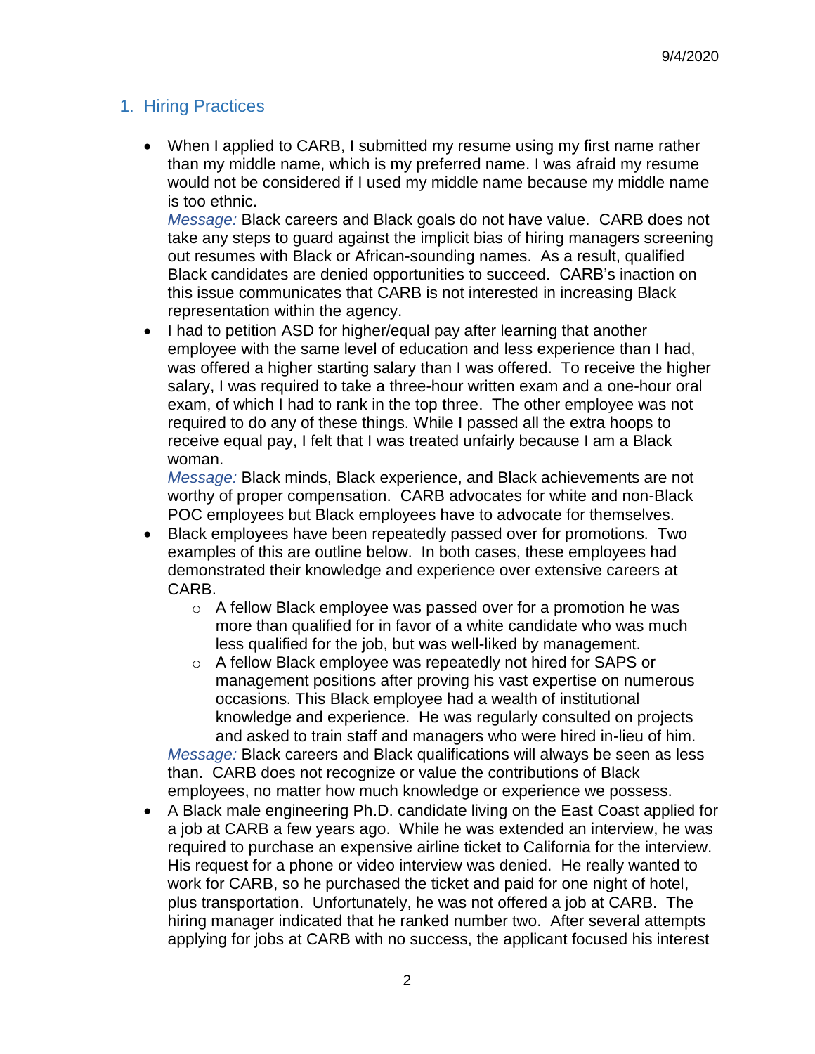## 1. Hiring Practices

- When I applied to CARB, I submitted my resume using my first name rather than my middle name, which is my preferred name. I was afraid my resume would not be considered if I used my middle name because my middle name is too ethnic.
  *Message:* Black careers and Black goals do not have value. CARB does not take any steps to guard against the implicit bias of hiring managers screening out resumes with Black or African-sounding names. As a result, qualified Black candidates are denied opportunities to succeed. CARB's inaction on this issue communicates that CARB is not interested in increasing Black representation within the agency.
- I had to petition ASD for higher/equal pay after learning that another employee with the same level of education and less experience than I had, was offered a higher starting salary than I was offered. To receive the higher salary, I was required to take a three-hour written exam and a one-hour oral exam, of which I had to rank in the top three. The other employee was not required to do any of these things. While I passed all the extra hoops to receive equal pay, I felt that I was treated unfairly because I am a Black woman.
  *Message:* Black minds, Black experience, and Black achievements are not worthy of proper compensation. CARB advocates for white and non-Black POC employees but Black employees have to advocate for themselves.
- Black employees have been repeatedly passed over for promotions. Two examples of this are outline below. In both cases, these employees had demonstrated their knowledge and experience over extensive careers at CARB.
  - A fellow Black employee was passed over for a promotion he was more than qualified for in favor of a white candidate who was much less qualified for the job, but was well-liked by management.
  - A fellow Black employee was repeatedly not hired for SAPS or management positions after proving his vast expertise on numerous occasions. This Black employee had a wealth of institutional knowledge and experience. He was regularly consulted on projects and asked to train staff and managers who were hired in-lieu of him.

  *Message:* Black careers and Black qualifications will always be seen as less than. CARB does not recognize or value the contributions of Black employees, no matter how much knowledge or experience we possess.
- A Black male engineering Ph.D. candidate living on the East Coast applied for a job at CARB a few years ago. While he was extended an interview, he was required to purchase an expensive airline ticket to California for the interview. His request for a phone or video interview was denied. He really wanted to work for CARB, so he purchased the ticket and paid for one night of hotel, plus transportation. Unfortunately, he was not offered a job at CARB. The hiring manager indicated that he ranked number two. After several attempts applying for jobs at CARB with no success, the applicant focused his interest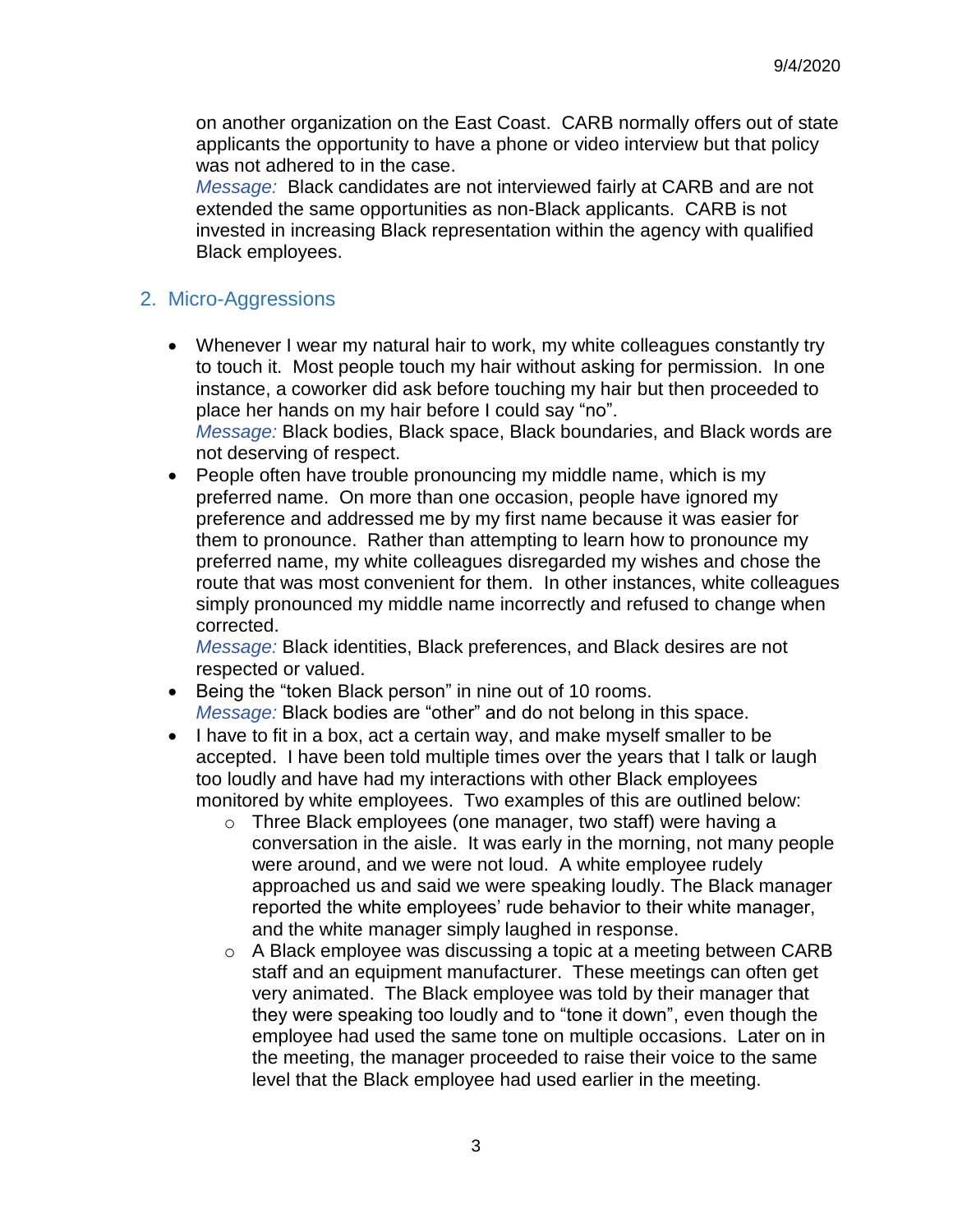on another organization on the East Coast. CARB normally offers out of state applicants the opportunity to have a phone or video interview but that policy was not adhered to in the case.
*Message:* Black candidates are not interviewed fairly at CARB and are not extended the same opportunities as non-Black applicants. CARB is not invested in increasing Black representation within the agency with qualified Black employees.

## 2. Micro-Aggressions

- Whenever I wear my natural hair to work, my white colleagues constantly try to touch it. Most people touch my hair without asking for permission. In one instance, a coworker did ask before touching my hair but then proceeded to place her hands on my hair before I could say "no".
  *Message:* Black bodies, Black space, Black boundaries, and Black words are not deserving of respect.
- People often have trouble pronouncing my middle name, which is my preferred name. On more than one occasion, people have ignored my preference and addressed me by my first name because it was easier for them to pronounce. Rather than attempting to learn how to pronounce my preferred name, my white colleagues disregarded my wishes and chose the route that was most convenient for them. In other instances, white colleagues simply pronounced my middle name incorrectly and refused to change when corrected.
  *Message:* Black identities, Black preferences, and Black desires are not respected or valued.
- Being the "token Black person" in nine out of 10 rooms.
  *Message:* Black bodies are "other" and do not belong in this space.
- I have to fit in a box, act a certain way, and make myself smaller to be accepted. I have been told multiple times over the years that I talk or laugh too loudly and have had my interactions with other Black employees monitored by white employees. Two examples of this are outlined below:
  - Three Black employees (one manager, two staff) were having a conversation in the aisle. It was early in the morning, not many people were around, and we were not loud. A white employee rudely approached us and said we were speaking loudly. The Black manager reported the white employees' rude behavior to their white manager, and the white manager simply laughed in response.
  - A Black employee was discussing a topic at a meeting between CARB staff and an equipment manufacturer. These meetings can often get very animated. The Black employee was told by their manager that they were speaking too loudly and to "tone it down", even though the employee had used the same tone on multiple occasions. Later on in the meeting, the manager proceeded to raise their voice to the same level that the Black employee had used earlier in the meeting.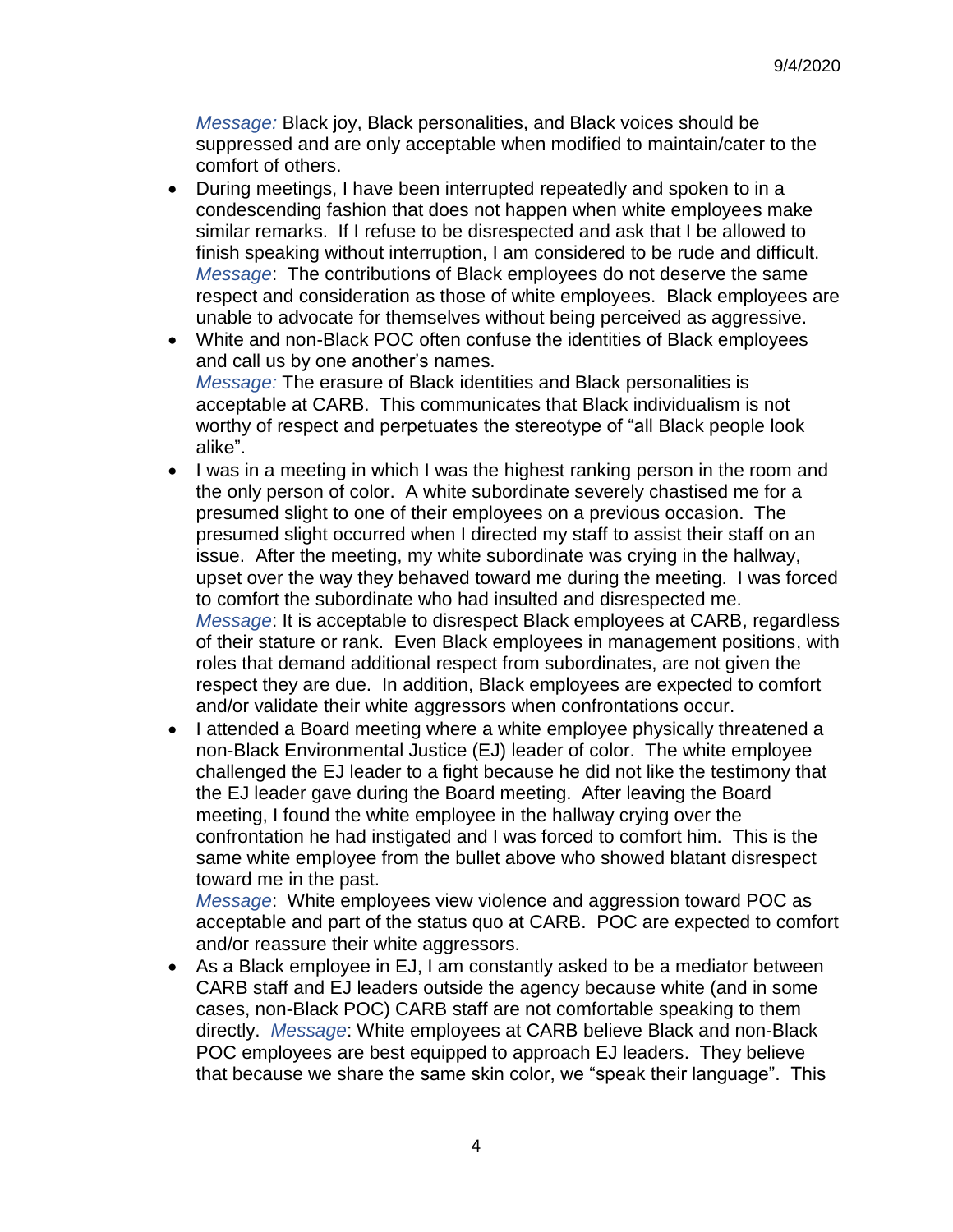*Message:* Black joy, Black personalities, and Black voices should be suppressed and are only acceptable when modified to maintain/cater to the comfort of others.

- During meetings, I have been interrupted repeatedly and spoken to in a condescending fashion that does not happen when white employees make similar remarks. If I refuse to be disrespected and ask that I be allowed to finish speaking without interruption, I am considered to be rude and difficult. *Message*: The contributions of Black employees do not deserve the same respect and consideration as those of white employees. Black employees are unable to advocate for themselves without being perceived as aggressive.
- White and non-Black POC often confuse the identities of Black employees and call us by one another's names.
  *Message:* The erasure of Black identities and Black personalities is acceptable at CARB. This communicates that Black individualism is not worthy of respect and perpetuates the stereotype of "all Black people look alike".
- I was in a meeting in which I was the highest ranking person in the room and the only person of color. A white subordinate severely chastised me for a presumed slight to one of their employees on a previous occasion. The presumed slight occurred when I directed my staff to assist their staff on an issue. After the meeting, my white subordinate was crying in the hallway, upset over the way they behaved toward me during the meeting. I was forced to comfort the subordinate who had insulted and disrespected me.
  *Message*: It is acceptable to disrespect Black employees at CARB, regardless of their stature or rank. Even Black employees in management positions, with roles that demand additional respect from subordinates, are not given the respect they are due. In addition, Black employees are expected to comfort and/or validate their white aggressors when confrontations occur.
- I attended a Board meeting where a white employee physically threatened a non-Black Environmental Justice (EJ) leader of color. The white employee challenged the EJ leader to a fight because he did not like the testimony that the EJ leader gave during the Board meeting. After leaving the Board meeting, I found the white employee in the hallway crying over the confrontation he had instigated and I was forced to comfort him. This is the same white employee from the bullet above who showed blatant disrespect toward me in the past.
  *Message*: White employees view violence and aggression toward POC as acceptable and part of the status quo at CARB. POC are expected to comfort and/or reassure their white aggressors.
- As a Black employee in EJ, I am constantly asked to be a mediator between CARB staff and EJ leaders outside the agency because white (and in some cases, non-Black POC) CARB staff are not comfortable speaking to them directly. *Message*: White employees at CARB believe Black and non-Black POC employees are best equipped to approach EJ leaders. They believe that because we share the same skin color, we "speak their language". This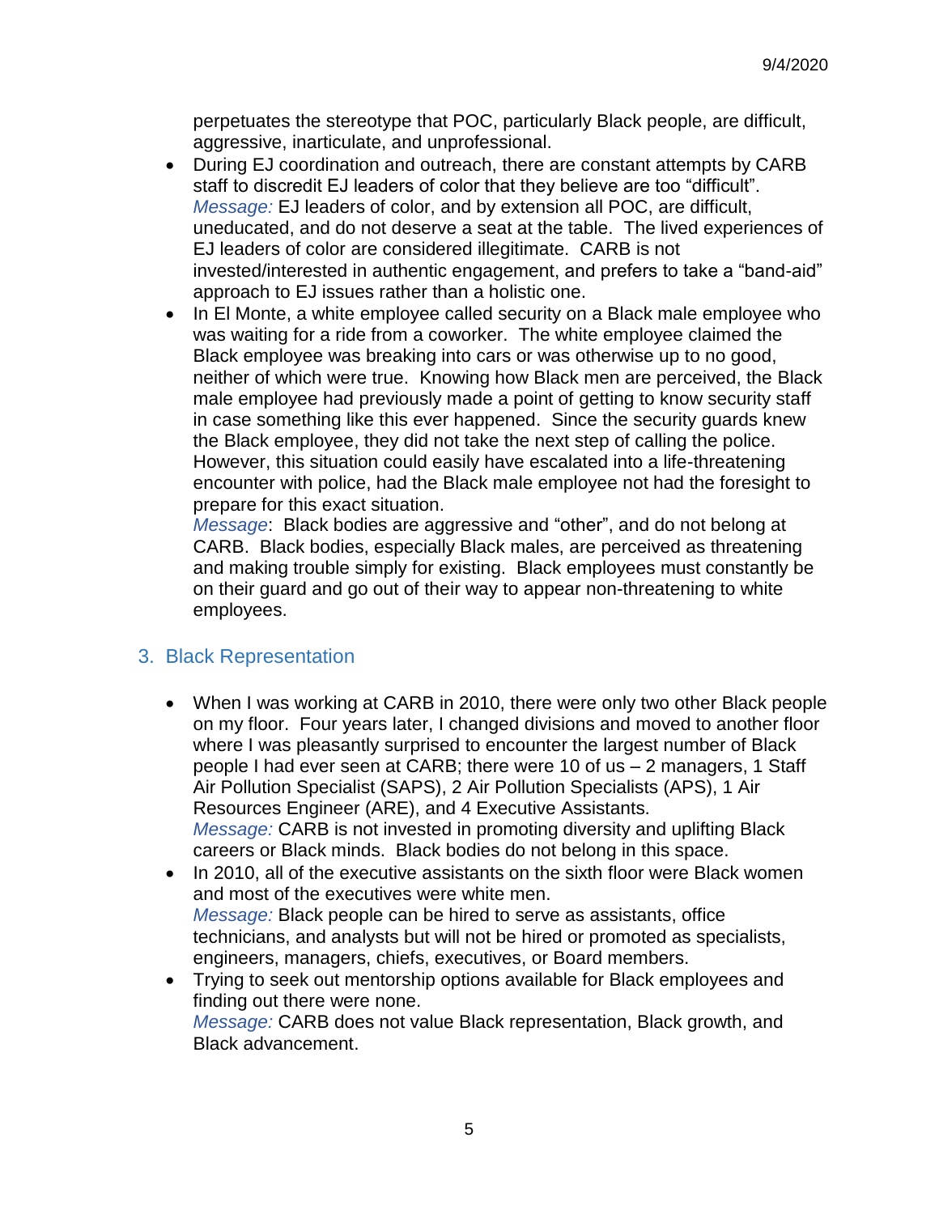perpetuates the stereotype that POC, particularly Black people, are difficult, aggressive, inarticulate, and unprofessional.

- During EJ coordination and outreach, there are constant attempts by CARB staff to discredit EJ leaders of color that they believe are too "difficult".
  *Message:* EJ leaders of color, and by extension all POC, are difficult, uneducated, and do not deserve a seat at the table. The lived experiences of EJ leaders of color are considered illegitimate. CARB is not invested/interested in authentic engagement, and prefers to take a "band-aid" approach to EJ issues rather than a holistic one.
- In El Monte, a white employee called security on a Black male employee who was waiting for a ride from a coworker. The white employee claimed the Black employee was breaking into cars or was otherwise up to no good, neither of which were true. Knowing how Black men are perceived, the Black male employee had previously made a point of getting to know security staff in case something like this ever happened. Since the security guards knew the Black employee, they did not take the next step of calling the police. However, this situation could easily have escalated into a life-threatening encounter with police, had the Black male employee not had the foresight to prepare for this exact situation.
  *Message*: Black bodies are aggressive and "other", and do not belong at CARB. Black bodies, especially Black males, are perceived as threatening and making trouble simply for existing. Black employees must constantly be on their guard and go out of their way to appear non-threatening to white employees.

## 3. Black Representation

- When I was working at CARB in 2010, there were only two other Black people on my floor. Four years later, I changed divisions and moved to another floor where I was pleasantly surprised to encounter the largest number of Black people I had ever seen at CARB; there were 10 of us – 2 managers, 1 Staff Air Pollution Specialist (SAPS), 2 Air Pollution Specialists (APS), 1 Air Resources Engineer (ARE), and 4 Executive Assistants.
  *Message:* CARB is not invested in promoting diversity and uplifting Black careers or Black minds. Black bodies do not belong in this space.
- In 2010, all of the executive assistants on the sixth floor were Black women and most of the executives were white men.
  *Message:* Black people can be hired to serve as assistants, office technicians, and analysts but will not be hired or promoted as specialists, engineers, managers, chiefs, executives, or Board members.
- Trying to seek out mentorship options available for Black employees and finding out there were none.
  *Message:* CARB does not value Black representation, Black growth, and Black advancement.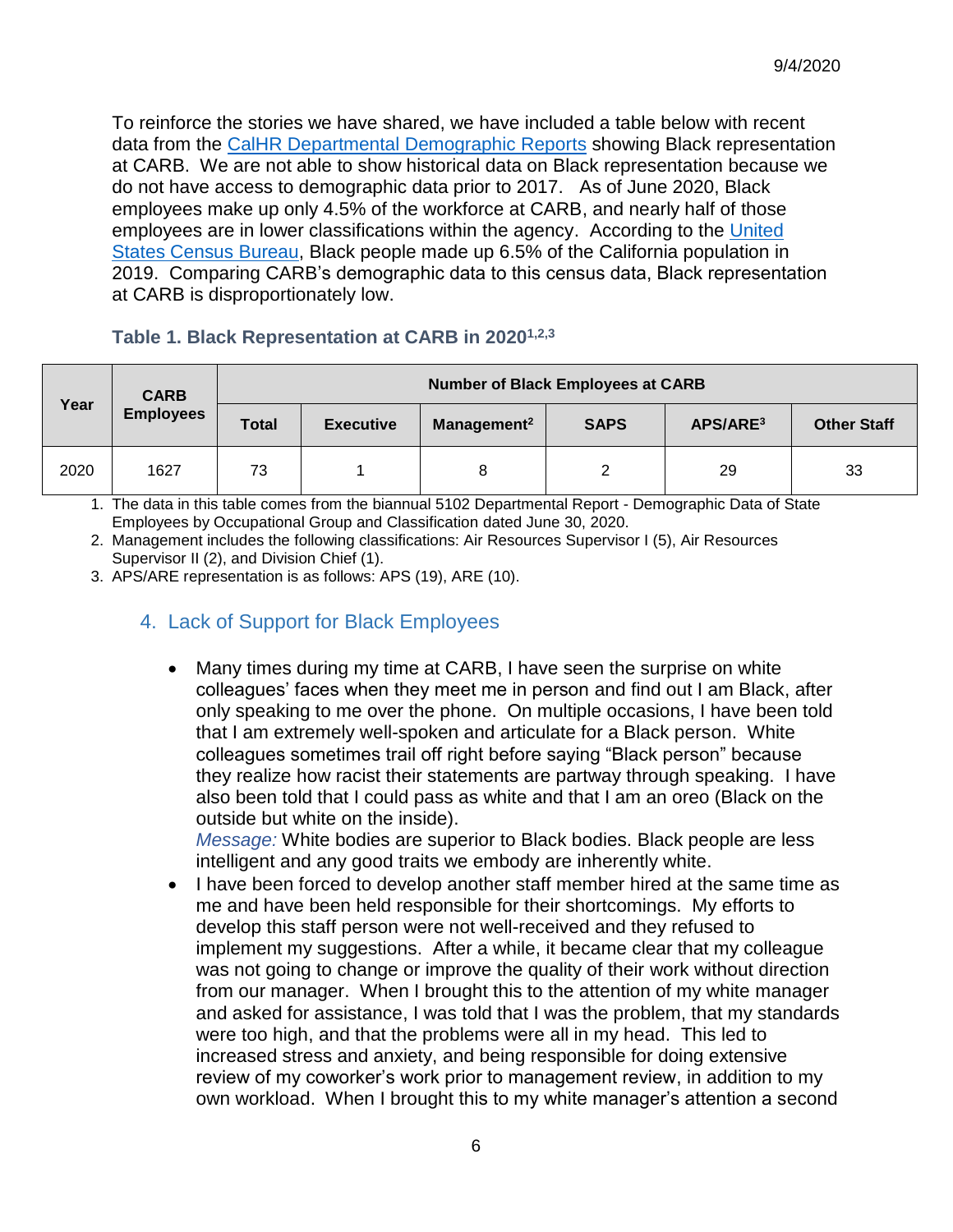To reinforce the stories we have shared, we have included a table below with recent data from the CalHR Departmental Demographic Reports showing Black representation at CARB. We are not able to show historical data on Black representation because we do not have access to demographic data prior to 2017. As of June 2020, Black employees make up only 4.5% of the workforce at CARB, and nearly half of those employees are in lower classifications within the agency. According to the United States Census Bureau, Black people made up 6.5% of the California population in 2019. Comparing CARB's demographic data to this census data, Black representation at CARB is disproportionately low.

### Table 1. Black Representation at CARB in 2020[1,2,3]

| Year | CARB Employees | Number of Black Employees at CARB | | | | | |
|---|---|---|---|---|---|---|---|
| | | Total | Executive | Management[2] | SAPS | APS/ARE[3] | Other Staff |
| 2020 | 1627 | 73 | 1 | 8 | 2 | 29 | 33 |

1. The data in this table comes from the biannual 5102 Departmental Report - Demographic Data of State Employees by Occupational Group and Classification dated June 30, 2020.
2. Management includes the following classifications: Air Resources Supervisor I (5), Air Resources Supervisor II (2), and Division Chief (1).
3. APS/ARE representation is as follows: APS (19), ARE (10).

## 4. Lack of Support for Black Employees

- Many times during my time at CARB, I have seen the surprise on white colleagues' faces when they meet me in person and find out I am Black, after only speaking to me over the phone. On multiple occasions, I have been told that I am extremely well-spoken and articulate for a Black person. White colleagues sometimes trail off right before saying "Black person" because they realize how racist their statements are partway through speaking. I have also been told that I could pass as white and that I am an oreo (Black on the outside but white on the inside).
  *Message:* White bodies are superior to Black bodies. Black people are less intelligent and any good traits we embody are inherently white.
- I have been forced to develop another staff member hired at the same time as me and have been held responsible for their shortcomings. My efforts to develop this staff person were not well-received and they refused to implement my suggestions. After a while, it became clear that my colleague was not going to change or improve the quality of their work without direction from our manager. When I brought this to the attention of my white manager and asked for assistance, I was told that I was the problem, that my standards were too high, and that the problems were all in my head. This led to increased stress and anxiety, and being responsible for doing extensive review of my coworker's work prior to management review, in addition to my own workload. When I brought this to my white manager's attention a second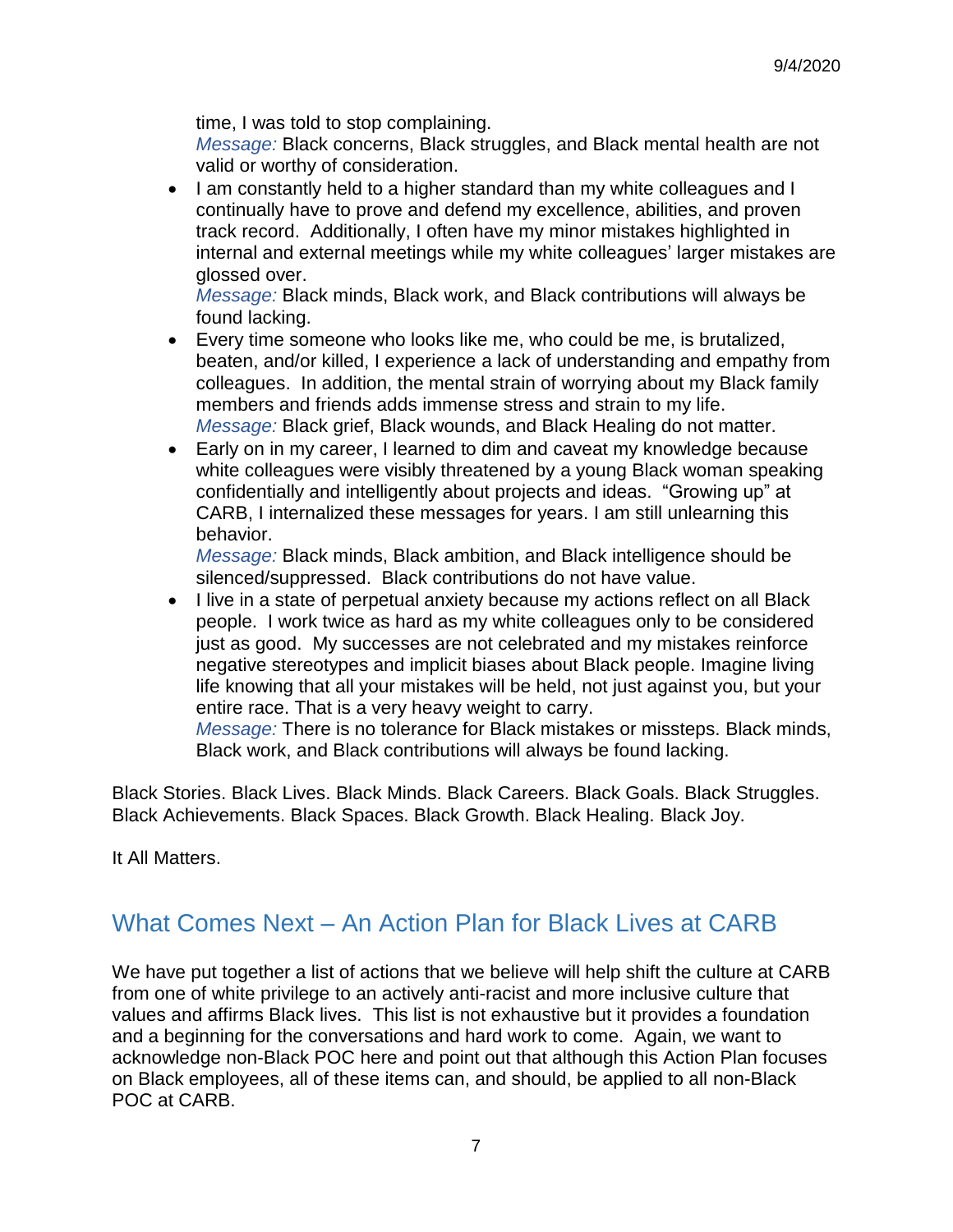time, I was told to stop complaining.
*Message:* Black concerns, Black struggles, and Black mental health are not valid or worthy of consideration.

- I am constantly held to a higher standard than my white colleagues and I continually have to prove and defend my excellence, abilities, and proven track record. Additionally, I often have my minor mistakes highlighted in internal and external meetings while my white colleagues' larger mistakes are glossed over.
  *Message:* Black minds, Black work, and Black contributions will always be found lacking.
- Every time someone who looks like me, who could be me, is brutalized, beaten, and/or killed, I experience a lack of understanding and empathy from colleagues. In addition, the mental strain of worrying about my Black family members and friends adds immense stress and strain to my life.
  *Message:* Black grief, Black wounds, and Black Healing do not matter.
- Early on in my career, I learned to dim and caveat my knowledge because white colleagues were visibly threatened by a young Black woman speaking confidentially and intelligently about projects and ideas. "Growing up" at CARB, I internalized these messages for years. I am still unlearning this behavior.
  *Message:* Black minds, Black ambition, and Black intelligence should be silenced/suppressed. Black contributions do not have value.
- I live in a state of perpetual anxiety because my actions reflect on all Black people. I work twice as hard as my white colleagues only to be considered just as good. My successes are not celebrated and my mistakes reinforce negative stereotypes and implicit biases about Black people. Imagine living life knowing that all your mistakes will be held, not just against you, but your entire race. That is a very heavy weight to carry.
  *Message:* There is no tolerance for Black mistakes or missteps. Black minds, Black work, and Black contributions will always be found lacking.

Black Stories. Black Lives. Black Minds. Black Careers. Black Goals. Black Struggles. Black Achievements. Black Spaces. Black Growth. Black Healing. Black Joy.

It All Matters.

## What Comes Next – An Action Plan for Black Lives at CARB

We have put together a list of actions that we believe will help shift the culture at CARB from one of white privilege to an actively anti-racist and more inclusive culture that values and affirms Black lives. This list is not exhaustive but it provides a foundation and a beginning for the conversations and hard work to come. Again, we want to acknowledge non-Black POC here and point out that although this Action Plan focuses on Black employees, all of these items can, and should, be applied to all non-Black POC at CARB.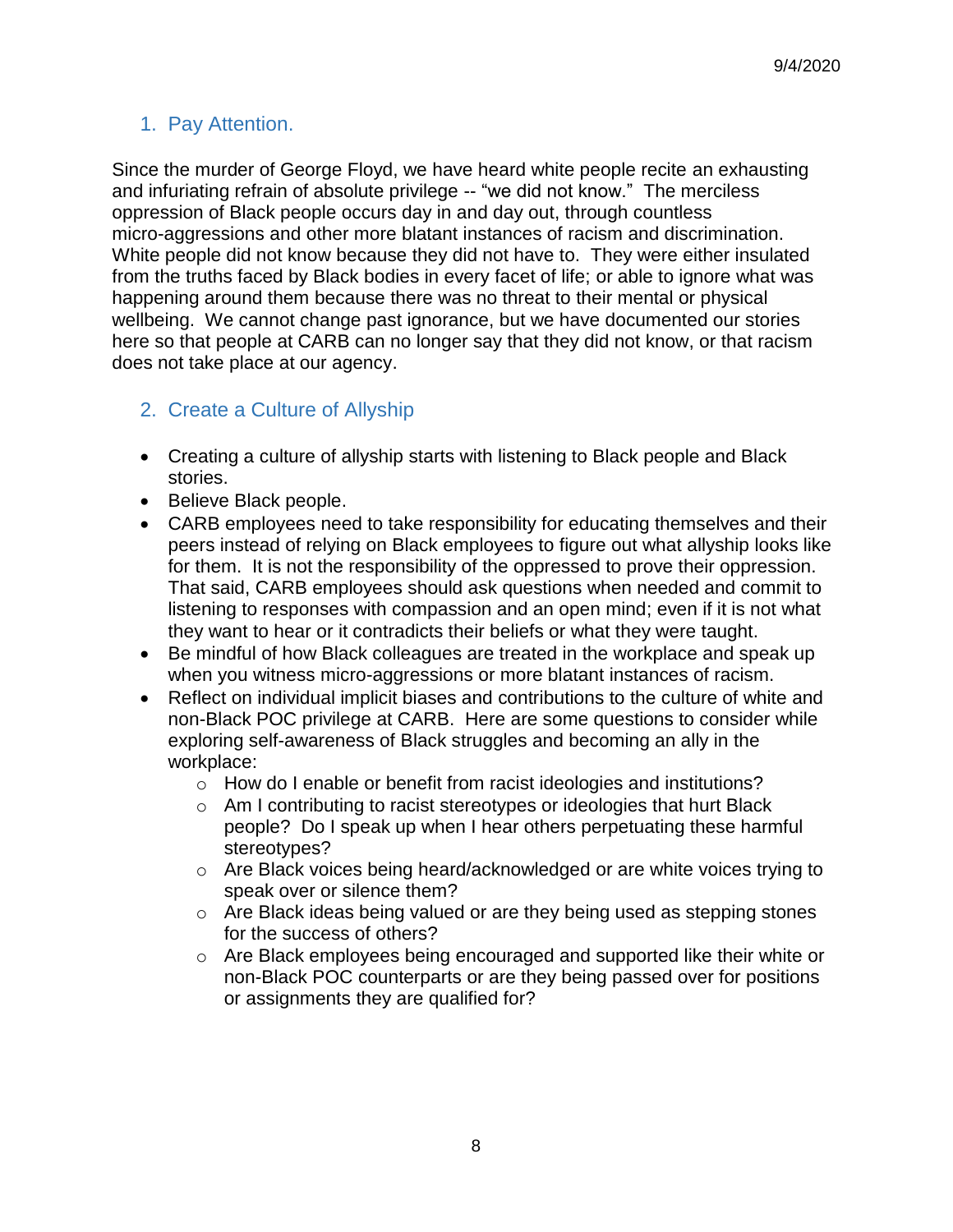## 1. Pay Attention.

Since the murder of George Floyd, we have heard white people recite an exhausting and infuriating refrain of absolute privilege -- "we did not know." The merciless oppression of Black people occurs day in and day out, through countless micro-aggressions and other more blatant instances of racism and discrimination. White people did not know because they did not have to. They were either insulated from the truths faced by Black bodies in every facet of life; or able to ignore what was happening around them because there was no threat to their mental or physical wellbeing. We cannot change past ignorance, but we have documented our stories here so that people at CARB can no longer say that they did not know, or that racism does not take place at our agency.

## 2. Create a Culture of Allyship

- Creating a culture of allyship starts with listening to Black people and Black stories.
- Believe Black people.
- CARB employees need to take responsibility for educating themselves and their peers instead of relying on Black employees to figure out what allyship looks like for them. It is not the responsibility of the oppressed to prove their oppression. That said, CARB employees should ask questions when needed and commit to listening to responses with compassion and an open mind; even if it is not what they want to hear or it contradicts their beliefs or what they were taught.
- Be mindful of how Black colleagues are treated in the workplace and speak up when you witness micro-aggressions or more blatant instances of racism.
- Reflect on individual implicit biases and contributions to the culture of white and non-Black POC privilege at CARB. Here are some questions to consider while exploring self-awareness of Black struggles and becoming an ally in the workplace:
    - How do I enable or benefit from racist ideologies and institutions?
    - Am I contributing to racist stereotypes or ideologies that hurt Black people? Do I speak up when I hear others perpetuating these harmful stereotypes?
    - Are Black voices being heard/acknowledged or are white voices trying to speak over or silence them?
    - Are Black ideas being valued or are they being used as stepping stones for the success of others?
    - Are Black employees being encouraged and supported like their white or non-Black POC counterparts or are they being passed over for positions or assignments they are qualified for?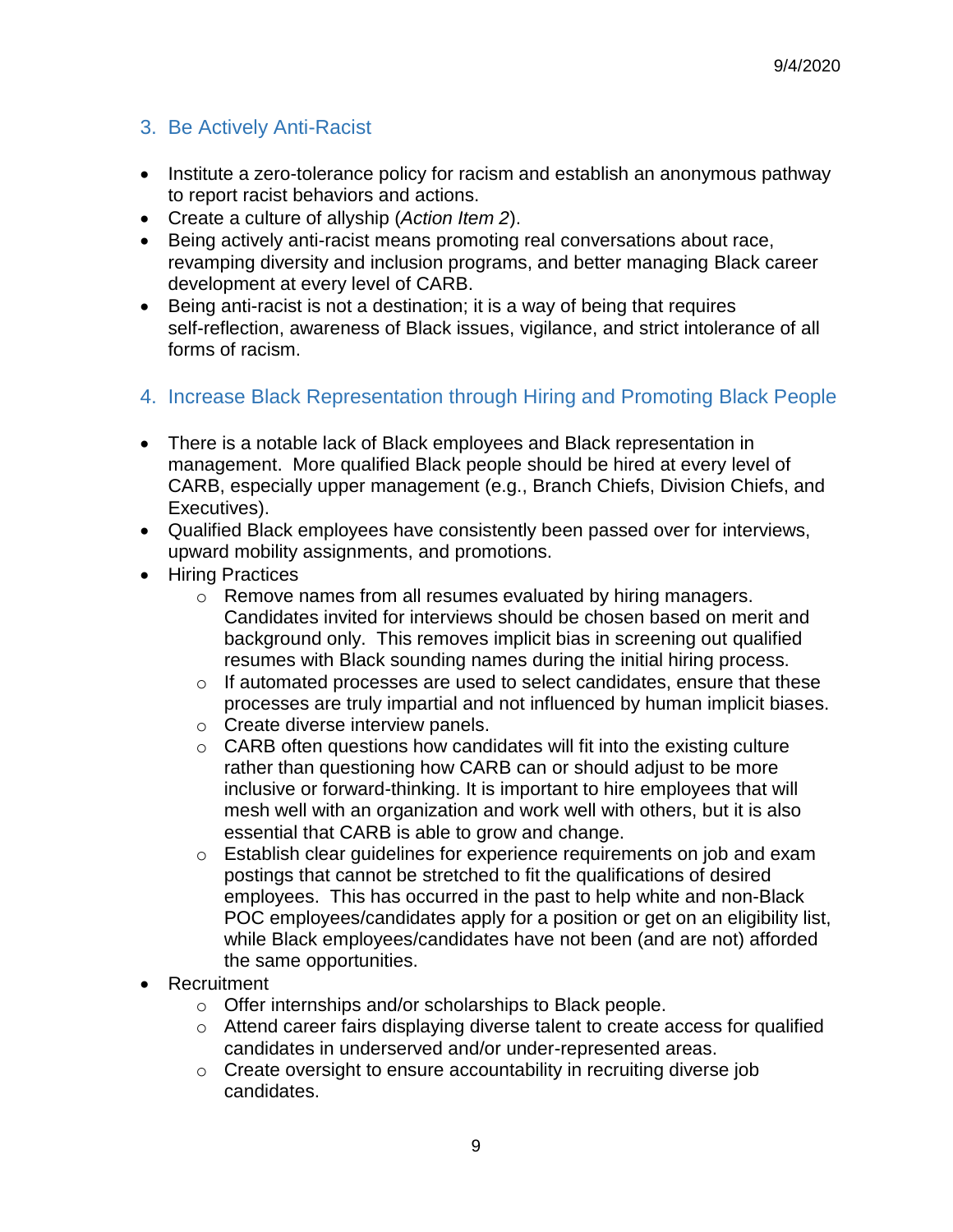## 3. Be Actively Anti-Racist

- Institute a zero-tolerance policy for racism and establish an anonymous pathway to report racist behaviors and actions.
- Create a culture of allyship (*Action Item 2*).
- Being actively anti-racist means promoting real conversations about race, revamping diversity and inclusion programs, and better managing Black career development at every level of CARB.
- Being anti-racist is not a destination; it is a way of being that requires self-reflection, awareness of Black issues, vigilance, and strict intolerance of all forms of racism.

## 4. Increase Black Representation through Hiring and Promoting Black People

- There is a notable lack of Black employees and Black representation in management. More qualified Black people should be hired at every level of CARB, especially upper management (e.g., Branch Chiefs, Division Chiefs, and Executives).
- Qualified Black employees have consistently been passed over for interviews, upward mobility assignments, and promotions.
- Hiring Practices
  - Remove names from all resumes evaluated by hiring managers. Candidates invited for interviews should be chosen based on merit and background only. This removes implicit bias in screening out qualified resumes with Black sounding names during the initial hiring process.
  - If automated processes are used to select candidates, ensure that these processes are truly impartial and not influenced by human implicit biases.
  - Create diverse interview panels.
  - CARB often questions how candidates will fit into the existing culture rather than questioning how CARB can or should adjust to be more inclusive or forward-thinking. It is important to hire employees that will mesh well with an organization and work well with others, but it is also essential that CARB is able to grow and change.
  - Establish clear guidelines for experience requirements on job and exam postings that cannot be stretched to fit the qualifications of desired employees. This has occurred in the past to help white and non-Black POC employees/candidates apply for a position or get on an eligibility list, while Black employees/candidates have not been (and are not) afforded the same opportunities.
- Recruitment
  - Offer internships and/or scholarships to Black people.
  - Attend career fairs displaying diverse talent to create access for qualified candidates in underserved and/or under-represented areas.
  - Create oversight to ensure accountability in recruiting diverse job candidates.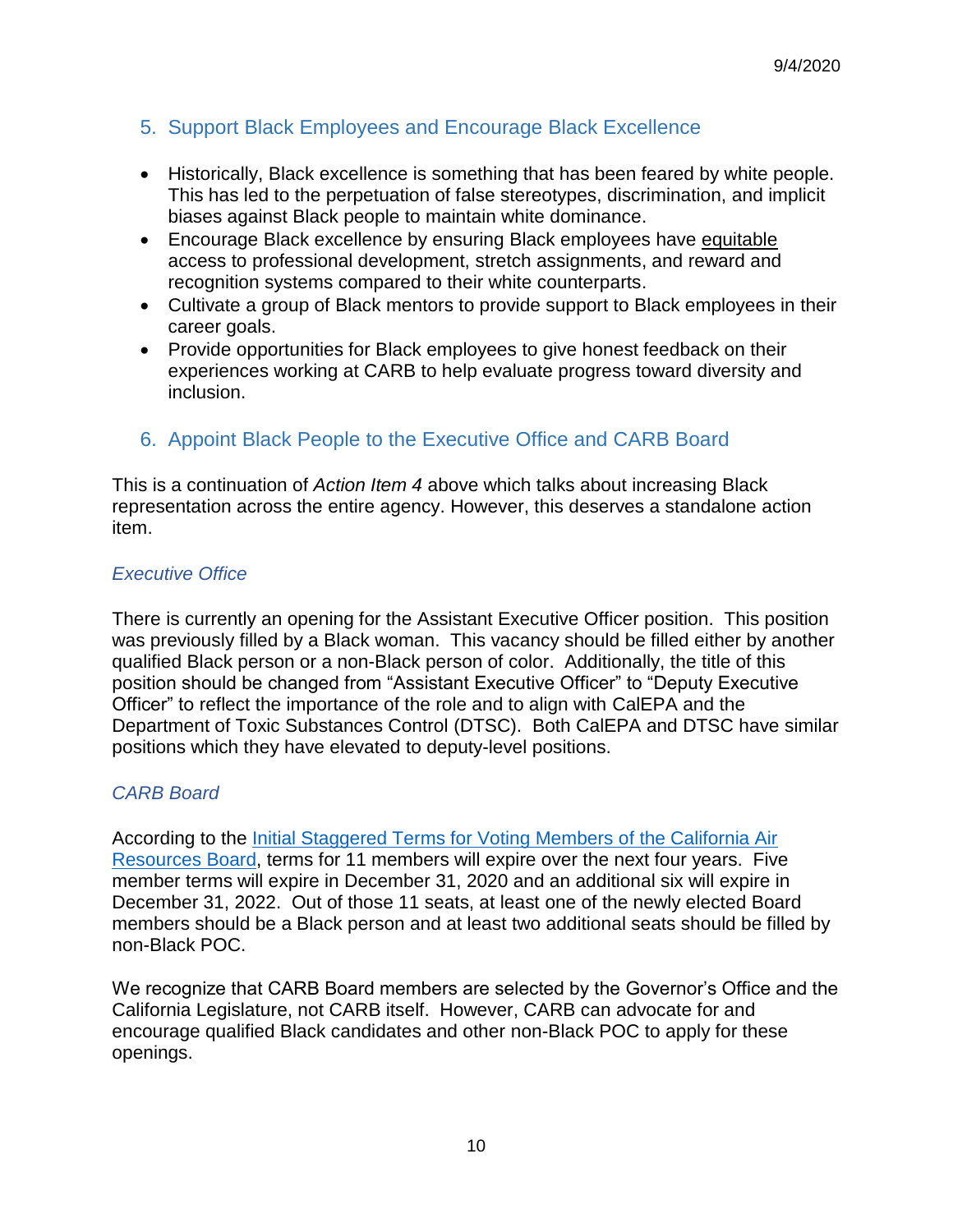## 5. Support Black Employees and Encourage Black Excellence

- Historically, Black excellence is something that has been feared by white people. This has led to the perpetuation of false stereotypes, discrimination, and implicit biases against Black people to maintain white dominance.
- Encourage Black excellence by ensuring Black employees have equitable access to professional development, stretch assignments, and reward and recognition systems compared to their white counterparts.
- Cultivate a group of Black mentors to provide support to Black employees in their career goals.
- Provide opportunities for Black employees to give honest feedback on their experiences working at CARB to help evaluate progress toward diversity and inclusion.

## 6. Appoint Black People to the Executive Office and CARB Board

This is a continuation of *Action Item 4* above which talks about increasing Black representation across the entire agency. However, this deserves a standalone action item.

### *Executive Office*

There is currently an opening for the Assistant Executive Officer position. This position was previously filled by a Black woman. This vacancy should be filled either by another qualified Black person or a non-Black person of color. Additionally, the title of this position should be changed from "Assistant Executive Officer" to "Deputy Executive Officer" to reflect the importance of the role and to align with CalEPA and the Department of Toxic Substances Control (DTSC). Both CalEPA and DTSC have similar positions which they have elevated to deputy-level positions.

### *CARB Board*

According to the Initial Staggered Terms for Voting Members of the California Air Resources Board, terms for 11 members will expire over the next four years. Five member terms will expire in December 31, 2020 and an additional six will expire in December 31, 2022. Out of those 11 seats, at least one of the newly elected Board members should be a Black person and at least two additional seats should be filled by non-Black POC.

We recognize that CARB Board members are selected by the Governor's Office and the California Legislature, not CARB itself. However, CARB can advocate for and encourage qualified Black candidates and other non-Black POC to apply for these openings.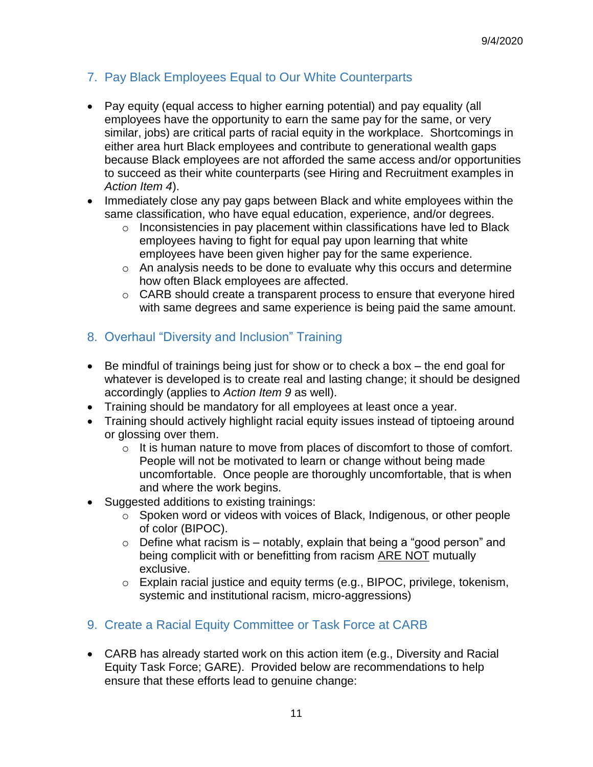## 7. Pay Black Employees Equal to Our White Counterparts

- Pay equity (equal access to higher earning potential) and pay equality (all employees have the opportunity to earn the same pay for the same, or very similar, jobs) are critical parts of racial equity in the workplace. Shortcomings in either area hurt Black employees and contribute to generational wealth gaps because Black employees are not afforded the same access and/or opportunities to succeed as their white counterparts (see Hiring and Recruitment examples in *Action Item 4*).
- Immediately close any pay gaps between Black and white employees within the same classification, who have equal education, experience, and/or degrees.
  - Inconsistencies in pay placement within classifications have led to Black employees having to fight for equal pay upon learning that white employees have been given higher pay for the same experience.
  - An analysis needs to be done to evaluate why this occurs and determine how often Black employees are affected.
  - CARB should create a transparent process to ensure that everyone hired with same degrees and same experience is being paid the same amount.

## 8. Overhaul "Diversity and Inclusion" Training

- Be mindful of trainings being just for show or to check a box – the end goal for whatever is developed is to create real and lasting change; it should be designed accordingly (applies to *Action Item 9* as well).
- Training should be mandatory for all employees at least once a year.
- Training should actively highlight racial equity issues instead of tiptoeing around or glossing over them.
  - It is human nature to move from places of discomfort to those of comfort. People will not be motivated to learn or change without being made uncomfortable. Once people are thoroughly uncomfortable, that is when and where the work begins.
- Suggested additions to existing trainings:
  - Spoken word or videos with voices of Black, Indigenous, or other people of color (BIPOC).
  - Define what racism is – notably, explain that being a "good person" and being complicit with or benefitting from racism <u>ARE NOT</u> mutually exclusive.
  - Explain racial justice and equity terms (e.g., BIPOC, privilege, tokenism, systemic and institutional racism, micro-aggressions)

## 9. Create a Racial Equity Committee or Task Force at CARB

- CARB has already started work on this action item (e.g., Diversity and Racial Equity Task Force; GARE). Provided below are recommendations to help ensure that these efforts lead to genuine change: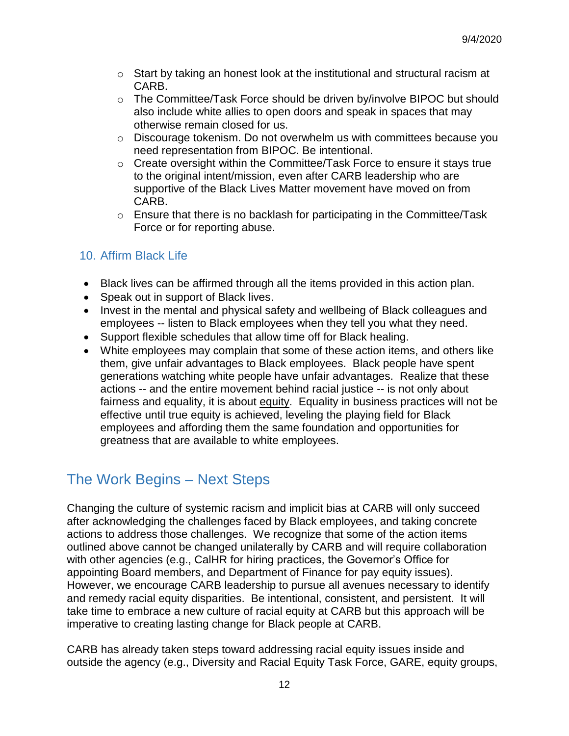- Start by taking an honest look at the institutional and structural racism at CARB.
- The Committee/Task Force should be driven by/involve BIPOC but should also include white allies to open doors and speak in spaces that may otherwise remain closed for us.
- Discourage tokenism. Do not overwhelm us with committees because you need representation from BIPOC. Be intentional.
- Create oversight within the Committee/Task Force to ensure it stays true to the original intent/mission, even after CARB leadership who are supportive of the Black Lives Matter movement have moved on from CARB.
- Ensure that there is no backlash for participating in the Committee/Task Force or for reporting abuse.

### 10. Affirm Black Life

- Black lives can be affirmed through all the items provided in this action plan.
- Speak out in support of Black lives.
- Invest in the mental and physical safety and wellbeing of Black colleagues and employees -- listen to Black employees when they tell you what they need.
- Support flexible schedules that allow time off for Black healing.
- White employees may complain that some of these action items, and others like them, give unfair advantages to Black employees. Black people have spent generations watching white people have unfair advantages. Realize that these actions -- and the entire movement behind racial justice -- is not only about fairness and equality, it is about equity. Equality in business practices will not be effective until true equity is achieved, leveling the playing field for Black employees and affording them the same foundation and opportunities for greatness that are available to white employees.

## The Work Begins – Next Steps

Changing the culture of systemic racism and implicit bias at CARB will only succeed after acknowledging the challenges faced by Black employees, and taking concrete actions to address those challenges. We recognize that some of the action items outlined above cannot be changed unilaterally by CARB and will require collaboration with other agencies (e.g., CalHR for hiring practices, the Governor's Office for appointing Board members, and Department of Finance for pay equity issues). However, we encourage CARB leadership to pursue all avenues necessary to identify and remedy racial equity disparities. Be intentional, consistent, and persistent. It will take time to embrace a new culture of racial equity at CARB but this approach will be imperative to creating lasting change for Black people at CARB.

CARB has already taken steps toward addressing racial equity issues inside and outside the agency (e.g., Diversity and Racial Equity Task Force, GARE, equity groups,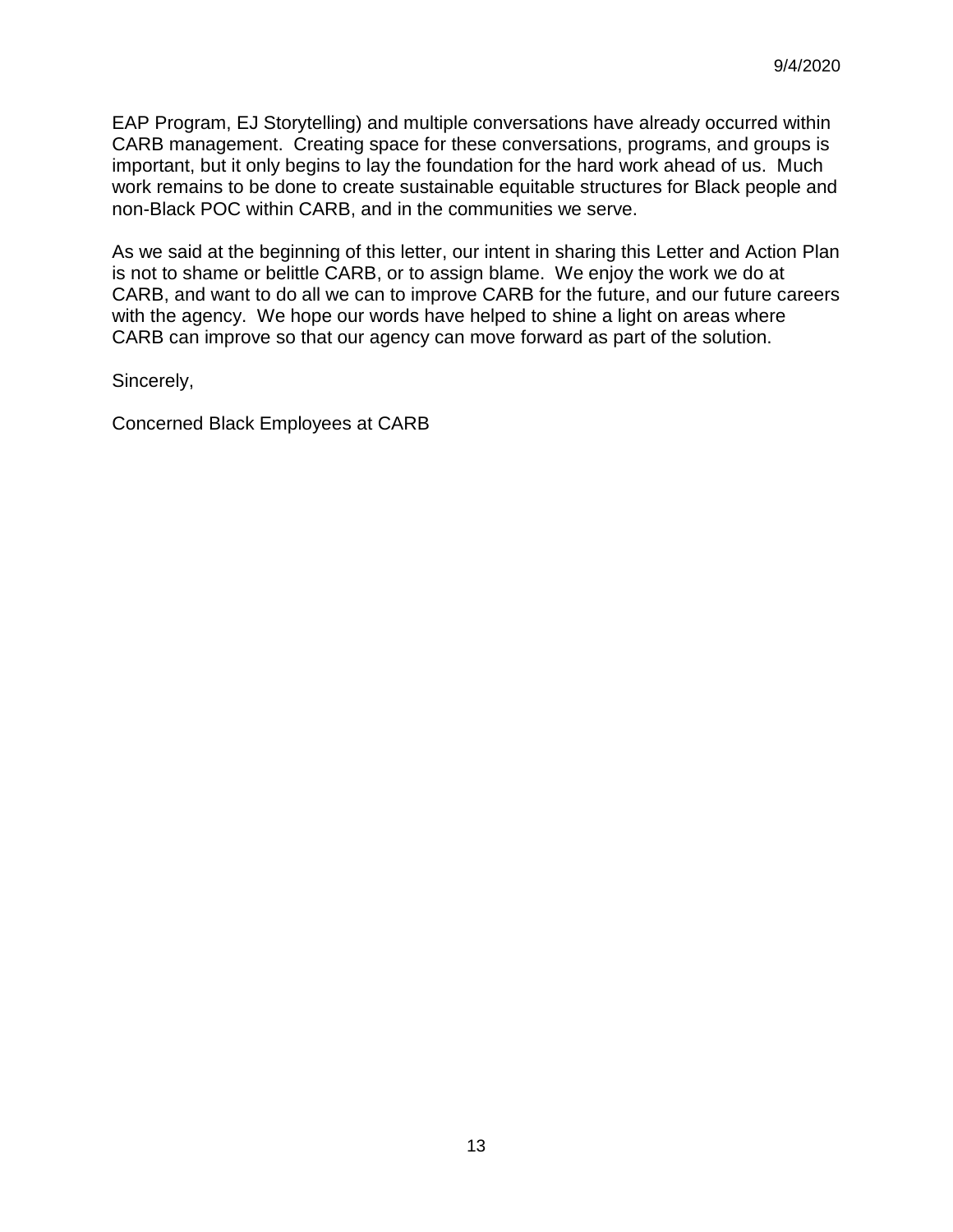EAP Program, EJ Storytelling) and multiple conversations have already occurred within CARB management. Creating space for these conversations, programs, and groups is important, but it only begins to lay the foundation for the hard work ahead of us. Much work remains to be done to create sustainable equitable structures for Black people and non-Black POC within CARB, and in the communities we serve.

As we said at the beginning of this letter, our intent in sharing this Letter and Action Plan is not to shame or belittle CARB, or to assign blame. We enjoy the work we do at CARB, and want to do all we can to improve CARB for the future, and our future careers with the agency. We hope our words have helped to shine a light on areas where CARB can improve so that our agency can move forward as part of the solution.

Sincerely,

Concerned Black Employees at CARB